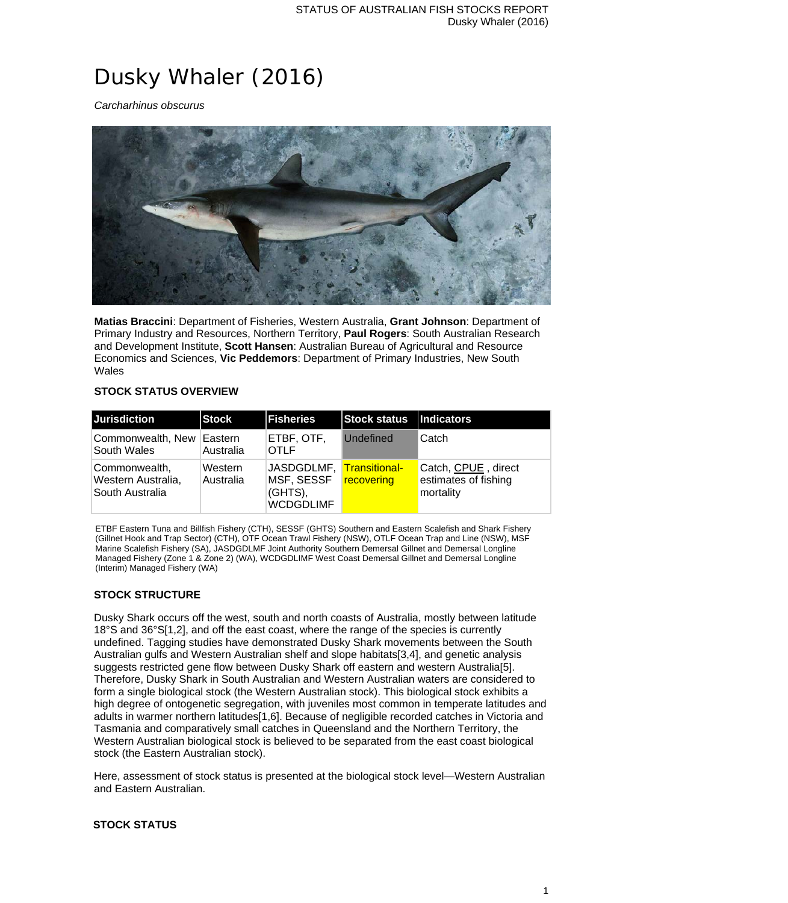# Dusky Whaler (2016)

*Carcharhinus obscurus*

**Matias Braccini**: Department of Fisheries, Western Australia, **Grant Johnson**: Department of Primary Industry and Resources, Northern Territory, **Paul Rogers**: South Australian Research and Development Institute, **Scott Hansen**: Australian Bureau of Agricultural and Resource Economics and Sciences, **Vic Peddemors**: Department of Primary Industries, New South Wales

### STOCK STATUS OVERVIEW

| Jurisdiction | Stock | Fisheries | Stock status | Indicators |
|---|---|---|---|---|
| Commonwealth, New South Wales | Eastern Australia | ETBF, OTF, OTLF | Undefined | Catch |
| Commonwealth, Western Australia, South Australia | Western Australia | JASDGDLMF, MSF, SESSF (GHTS), WCDGDLIMF | Transitional-recovering | Catch, CPUE , direct estimates of fishing mortality |

ETBF Eastern Tuna and Billfish Fishery (CTH), SESSF (GHTS) Southern and Eastern Scalefish and Shark Fishery (Gillnet Hook and Trap Sector) (CTH), OTF Ocean Trawl Fishery (NSW), OTLF Ocean Trap and Line (NSW), MSF Marine Scalefish Fishery (SA), JASDGDLMF Joint Authority Southern Demersal Gillnet and Demersal Longline Managed Fishery (Zone 1 & Zone 2) (WA), WCDGDLIMF West Coast Demersal Gillnet and Demersal Longline (Interim) Managed Fishery (WA)

### STOCK STRUCTURE

Dusky Shark occurs off the west, south and north coasts of Australia, mostly between latitude 18°S and 36°S[1,2], and off the east coast, where the range of the species is currently undefined. Tagging studies have demonstrated Dusky Shark movements between the South Australian gulfs and Western Australian shelf and slope habitats[3,4], and genetic analysis suggests restricted gene flow between Dusky Shark off eastern and western Australia[5]. Therefore, Dusky Shark in South Australian and Western Australian waters are considered to form a single biological stock (the Western Australian stock). This biological stock exhibits a high degree of ontogenetic segregation, with juveniles most common in temperate latitudes and adults in warmer northern latitudes[1,6]. Because of negligible recorded catches in Victoria and Tasmania and comparatively small catches in Queensland and the Northern Territory, the Western Australian biological stock is believed to be separated from the east coast biological stock (the Eastern Australian stock).

Here, assessment of stock status is presented at the biological stock level—Western Australian and Eastern Australian.

### STOCK STATUS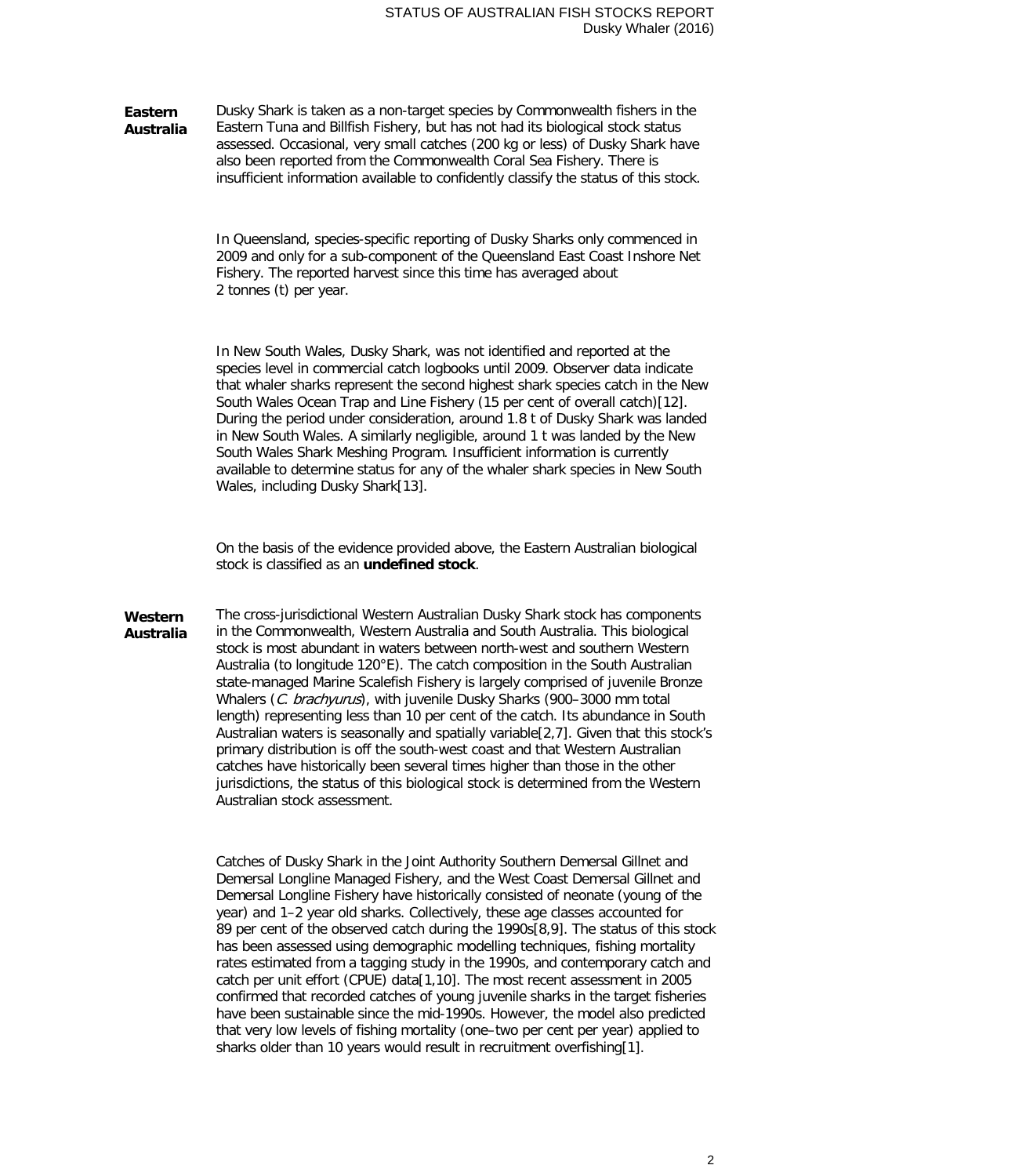**Eastern Australia**

Dusky Shark is taken as a non-target species by Commonwealth fishers in the Eastern Tuna and Billfish Fishery, but has not had its biological stock status assessed. Occasional, very small catches (200 kg or less) of Dusky Shark have also been reported from the Commonwealth Coral Sea Fishery. There is insufficient information available to confidently classify the status of this stock.

In Queensland, species-specific reporting of Dusky Sharks only commenced in 2009 and only for a sub-component of the Queensland East Coast Inshore Net Fishery. The reported harvest since this time has averaged about 2 tonnes (t) per year.

In New South Wales, Dusky Shark, was not identified and reported at the species level in commercial catch logbooks until 2009. Observer data indicate that whaler sharks represent the second highest shark species catch in the New South Wales Ocean Trap and Line Fishery (15 per cent of overall catch)[12]. During the period under consideration, around 1.8 t of Dusky Shark was landed in New South Wales. A similarly negligible, around 1 t was landed by the New South Wales Shark Meshing Program. Insufficient information is currently available to determine status for any of the whaler shark species in New South Wales, including Dusky Shark[13].

On the basis of the evidence provided above, the Eastern Australian biological stock is classified as an **undefined stock**.

**Western Australia**

The cross-jurisdictional Western Australian Dusky Shark stock has components in the Commonwealth, Western Australia and South Australia. This biological stock is most abundant in waters between north-west and southern Western Australia (to longitude 120°E). The catch composition in the South Australian state-managed Marine Scalefish Fishery is largely comprised of juvenile Bronze Whalers (*C. brachyurus*), with juvenile Dusky Sharks (900–3000 mm total length) representing less than 10 per cent of the catch. Its abundance in South Australian waters is seasonally and spatially variable[2,7]. Given that this stock's primary distribution is off the south-west coast and that Western Australian catches have historically been several times higher than those in the other jurisdictions, the status of this biological stock is determined from the Western Australian stock assessment.

Catches of Dusky Shark in the Joint Authority Southern Demersal Gillnet and Demersal Longline Managed Fishery, and the West Coast Demersal Gillnet and Demersal Longline Fishery have historically consisted of neonate (young of the year) and 1–2 year old sharks. Collectively, these age classes accounted for 89 per cent of the observed catch during the 1990s[8,9]. The status of this stock has been assessed using demographic modelling techniques, fishing mortality rates estimated from a tagging study in the 1990s, and contemporary catch and catch per unit effort (CPUE) data[1,10]. The most recent assessment in 2005 confirmed that recorded catches of young juvenile sharks in the target fisheries have been sustainable since the mid-1990s. However, the model also predicted that very low levels of fishing mortality (one–two per cent per year) applied to sharks older than 10 years would result in recruitment overfishing[1].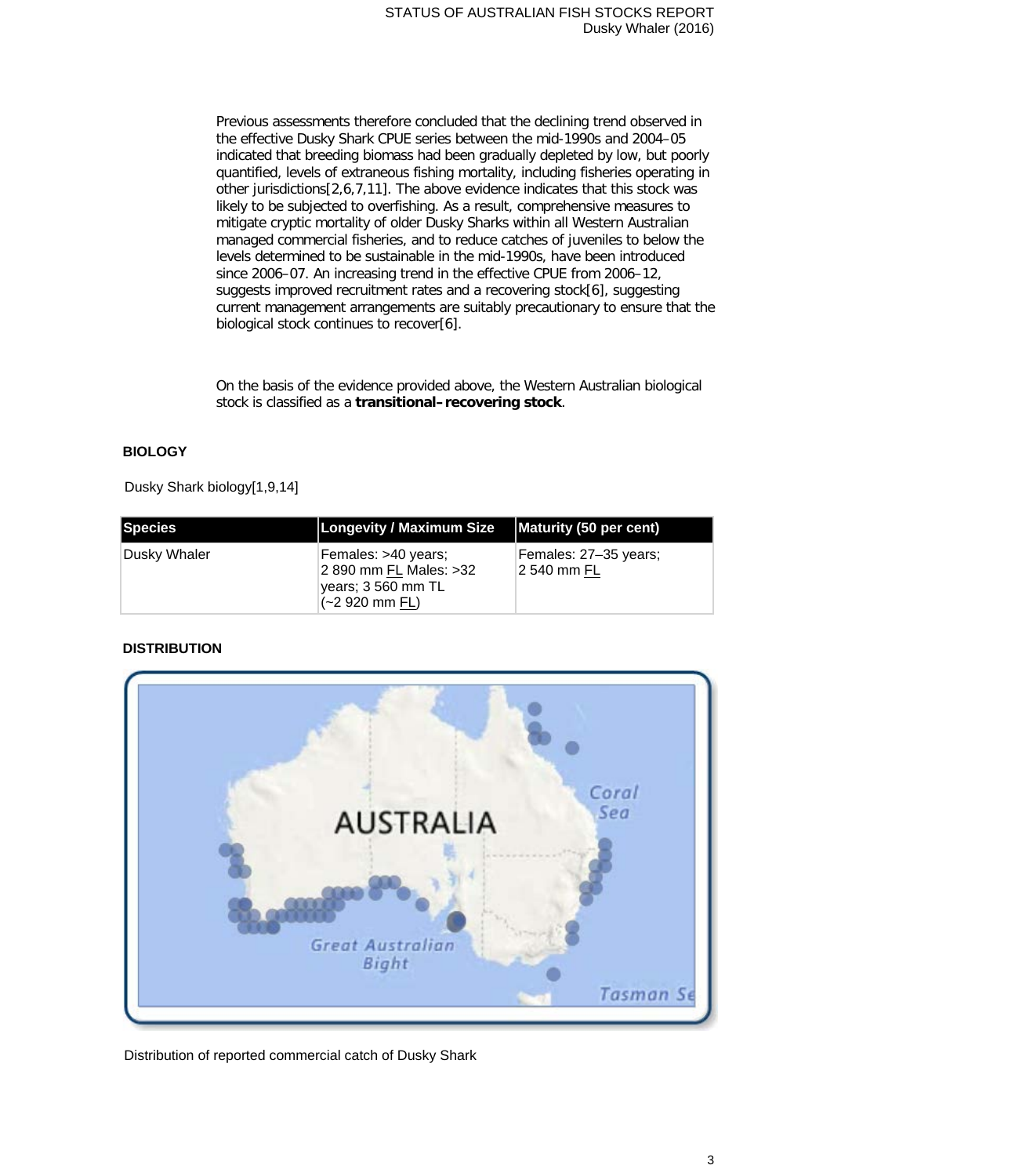Previous assessments therefore concluded that the declining trend observed in the effective Dusky Shark CPUE series between the mid-1990s and 2004–05 indicated that breeding biomass had been gradually depleted by low, but poorly quantified, levels of extraneous fishing mortality, including fisheries operating in other jurisdictions[2,6,7,11]. The above evidence indicates that this stock was likely to be subjected to overfishing. As a result, comprehensive measures to mitigate cryptic mortality of older Dusky Sharks within all Western Australian managed commercial fisheries, and to reduce catches of juveniles to below the levels determined to be sustainable in the mid-1990s, have been introduced since 2006–07. An increasing trend in the effective CPUE from 2006–12, suggests improved recruitment rates and a recovering stock[6], suggesting current management arrangements are suitably precautionary to ensure that the biological stock continues to recover[6].

On the basis of the evidence provided above, the Western Australian biological stock is classified as a **transitional–recovering stock**.

## BIOLOGY

Dusky Shark biology[1,9,14]

| Species | Longevity / Maximum Size | Maturity (50 per cent) |
| --- | --- | --- |
| Dusky Whaler | Females: >40 years; 2 890 mm FL Males: >32 years; 3 560 mm TL (~2 920 mm FL) | Females: 27–35 years; 2 540 mm FL |

## DISTRIBUTION

AUSTRALIA

Coral Sea

Great Australian Bight

Tasman Se

Distribution of reported commercial catch of Dusky Shark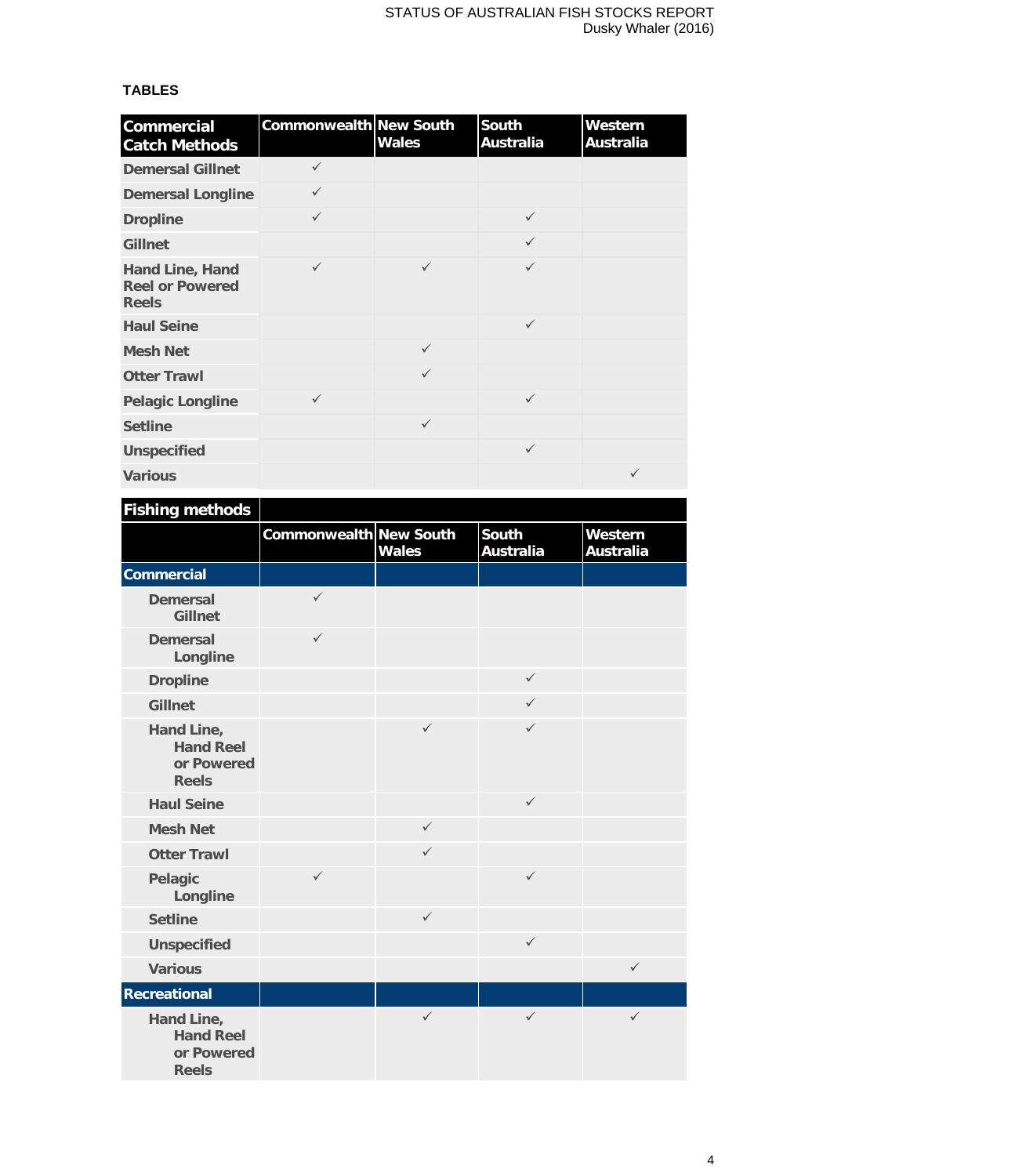**TABLES**

| Commercial Catch Methods | Commonwealth | New South Wales | South Australia | Western Australia |
|---|---|---|---|---|
| Demersal Gillnet | ✓ | | | |
| Demersal Longline | ✓ | | | |
| Dropline | ✓ | | ✓ | |
| Gillnet | | | ✓ | |
| Hand Line, Hand Reel or Powered Reels | ✓ | ✓ | ✓ | |
| Haul Seine | | | ✓ | |
| Mesh Net | | ✓ | | |
| Otter Trawl | | ✓ | | |
| Pelagic Longline | ✓ | | ✓ | |
| Setline | | ✓ | | |
| Unspecified | | | ✓ | |
| Various | | | | ✓ |

| Fishing methods | | | | |
|---|---|---|---|---|
| | Commonwealth | New South Wales | South Australia | Western Australia |
| **Commercial** | | | | |
| Demersal Gillnet | ✓ | | | |
| Demersal Longline | ✓ | | | |
| Dropline | | | ✓ | |
| Gillnet | | | ✓ | |
| Hand Line, Hand Reel or Powered Reels | | ✓ | ✓ | |
| Haul Seine | | | ✓ | |
| Mesh Net | | ✓ | | |
| Otter Trawl | | ✓ | | |
| Pelagic Longline | ✓ | | ✓ | |
| Setline | | ✓ | | |
| Unspecified | | | ✓ | |
| Various | | | | ✓ |
| **Recreational** | | | | |
| Hand Line, Hand Reel or Powered Reels | | ✓ | ✓ | ✓ |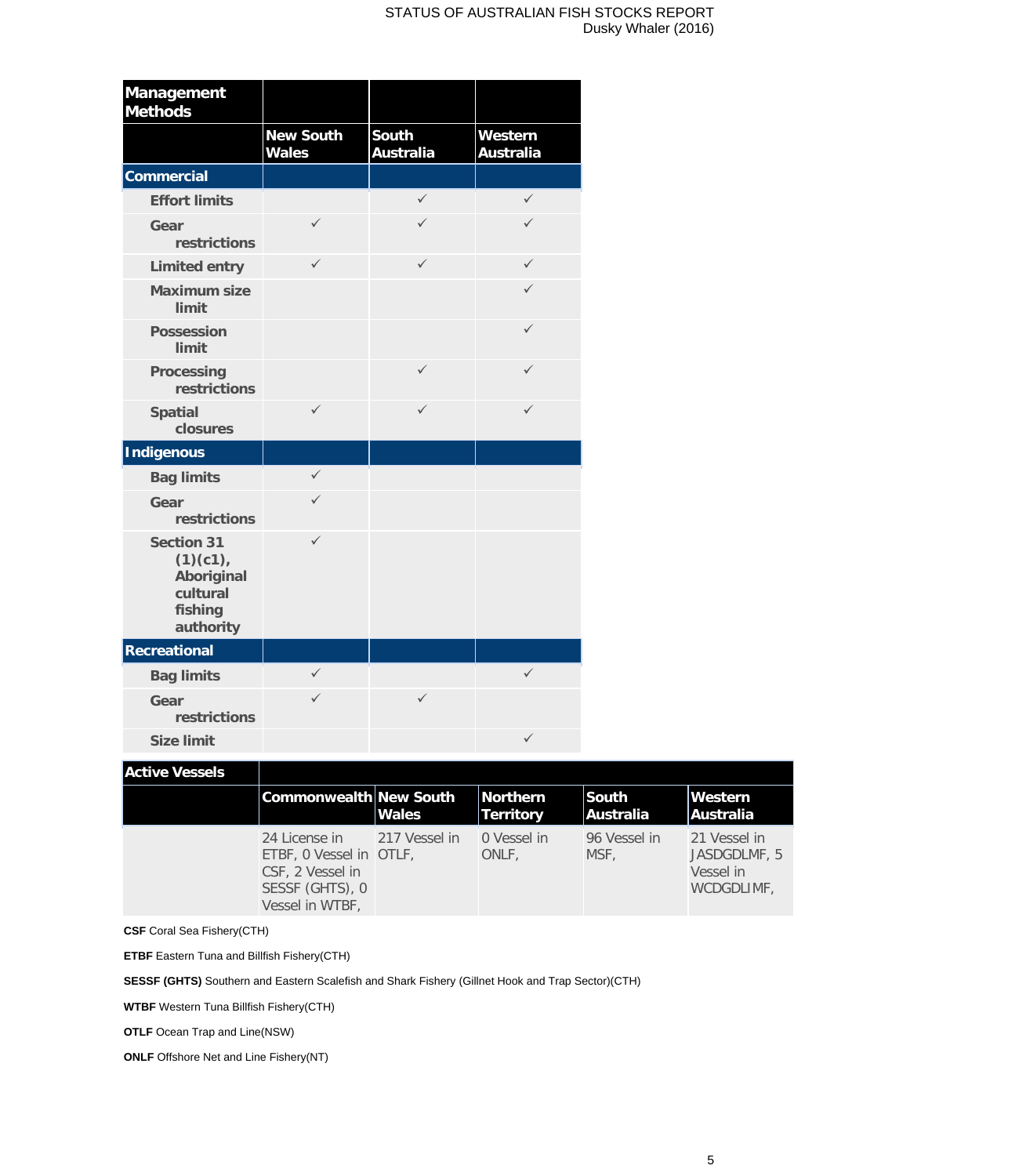| Management Methods | | | |
| --- | --- | --- | --- |
| | New South Wales | South Australia | Western Australia |
| **Commercial** | | | |
| Effort limits | | ✓ | ✓ |
| Gear restrictions | ✓ | ✓ | ✓ |
| Limited entry | ✓ | ✓ | ✓ |
| Maximum size limit | | | ✓ |
| Possession limit | | | ✓ |
| Processing restrictions | | ✓ | ✓ |
| Spatial closures | ✓ | ✓ | ✓ |
| **Indigenous** | | | |
| Bag limits | ✓ | | |
| Gear restrictions | ✓ | | |
| Section 31 (1)(c1), Aboriginal cultural fishing authority | ✓ | | |
| **Recreational** | | | |
| Bag limits | ✓ | | ✓ |
| Gear restrictions | ✓ | ✓ | |
| Size limit | | | ✓ |

| Active Vessels | | | | | |
| --- | --- | --- | --- | --- | --- |
| | Commonwealth | New South Wales | Northern Territory | South Australia | Western Australia |
| | 24 License in ETBF, 0 Vessel in CSF, 2 Vessel in SESSF (GHTS), 0 Vessel in WTBF, | 217 Vessel in OTLF, | 0 Vessel in ONLF, | 96 Vessel in MSF, | 21 Vessel in JASDGDLMF, 5 Vessel in WCDGDLIMF, |

**CSF** Coral Sea Fishery(CTH)

**ETBF** Eastern Tuna and Billfish Fishery(CTH)

**SESSF (GHTS)** Southern and Eastern Scalefish and Shark Fishery (Gillnet Hook and Trap Sector)(CTH)

**WTBF** Western Tuna Billfish Fishery(CTH)

**OTLF** Ocean Trap and Line(NSW)

**ONLF** Offshore Net and Line Fishery(NT)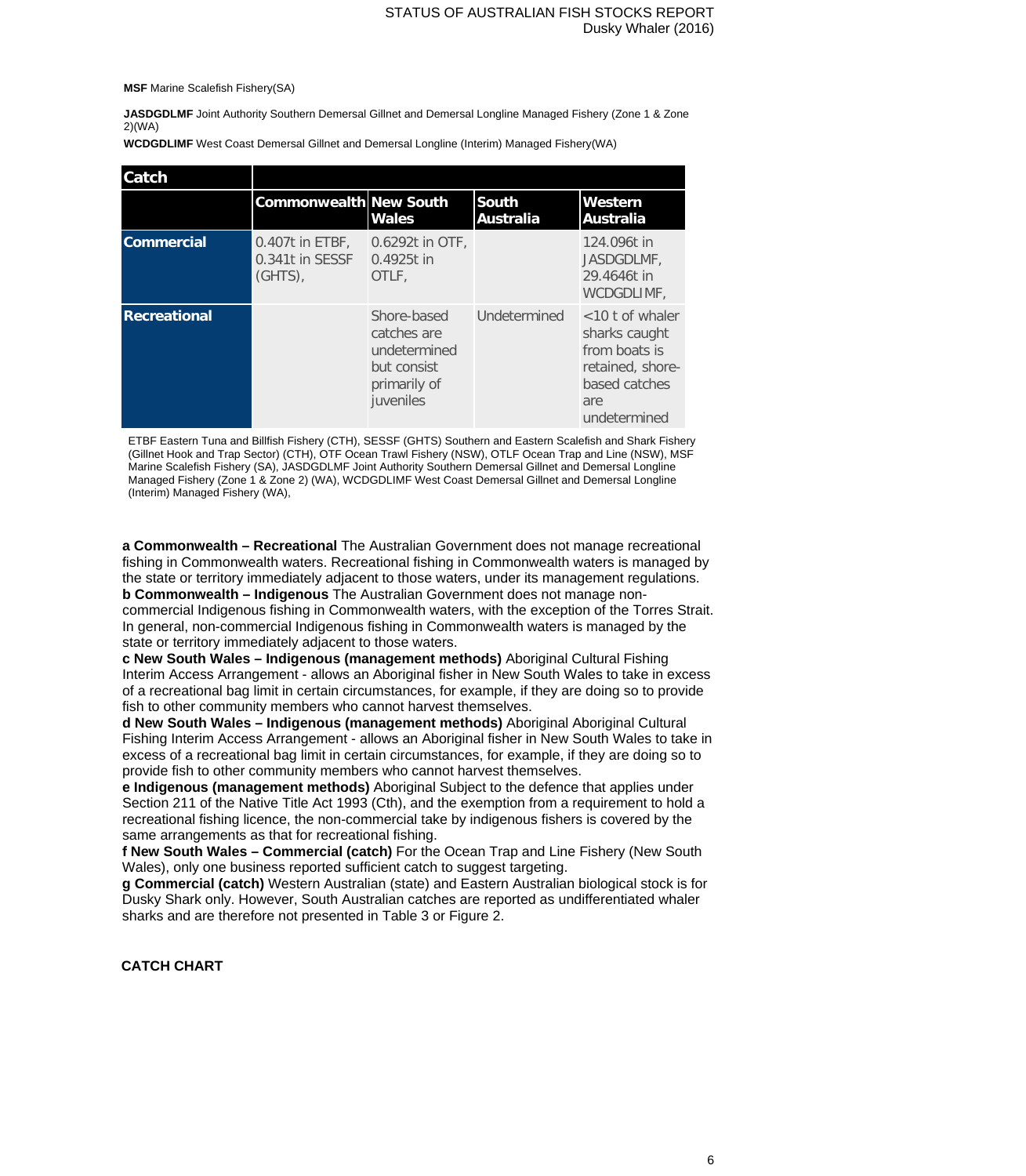**MSF** Marine Scalefish Fishery(SA)

**JASDGDLMF** Joint Authority Southern Demersal Gillnet and Demersal Longline Managed Fishery (Zone 1 & Zone 2)(WA)

**WCDGDLIMF** West Coast Demersal Gillnet and Demersal Longline (Interim) Managed Fishery(WA)

| Catch | | | | |
|---|---|---|---|---|
| | Commonwealth | New South Wales | South Australia | Western Australia |
| **Commercial** | 0.407t in ETBF, 0.341t in SESSF (GHTS), | 0.6292t in OTF, 0.4925t in OTLF, | | 124.096t in JASDGDLMF, 29.4646t in WCDGDLIMF, |
| **Recreational** | | Shore-based catches are undetermined but consist primarily of juveniles | Undetermined | <10 t of whaler sharks caught from boats is retained, shore-based catches are undetermined |

ETBF Eastern Tuna and Billfish Fishery (CTH), SESSF (GHTS) Southern and Eastern Scalefish and Shark Fishery (Gillnet Hook and Trap Sector) (CTH), OTF Ocean Trawl Fishery (NSW), OTLF Ocean Trap and Line (NSW), MSF Marine Scalefish Fishery (SA), JASDGDLMF Joint Authority Southern Demersal Gillnet and Demersal Longline Managed Fishery (Zone 1 & Zone 2) (WA), WCDGDLIMF West Coast Demersal Gillnet and Demersal Longline (Interim) Managed Fishery (WA),

**a Commonwealth – Recreational** The Australian Government does not manage recreational fishing in Commonwealth waters. Recreational fishing in Commonwealth waters is managed by the state or territory immediately adjacent to those waters, under its management regulations.
**b Commonwealth – Indigenous** The Australian Government does not manage non-commercial Indigenous fishing in Commonwealth waters, with the exception of the Torres Strait. In general, non-commercial Indigenous fishing in Commonwealth waters is managed by the state or territory immediately adjacent to those waters.
**c New South Wales – Indigenous (management methods)** Aboriginal Cultural Fishing Interim Access Arrangement - allows an Aboriginal fisher in New South Wales to take in excess of a recreational bag limit in certain circumstances, for example, if they are doing so to provide fish to other community members who cannot harvest themselves.
**d New South Wales – Indigenous (management methods)** Aboriginal Aboriginal Cultural Fishing Interim Access Arrangement - allows an Aboriginal fisher in New South Wales to take in excess of a recreational bag limit in certain circumstances, for example, if they are doing so to provide fish to other community members who cannot harvest themselves.
**e Indigenous (management methods)** Aboriginal Subject to the defence that applies under Section 211 of the Native Title Act 1993 (Cth), and the exemption from a requirement to hold a recreational fishing licence, the non-commercial take by indigenous fishers is covered by the same arrangements as that for recreational fishing.
**f New South Wales – Commercial (catch)** For the Ocean Trap and Line Fishery (New South Wales), only one business reported sufficient catch to suggest targeting.
**g Commercial (catch)** Western Australian (state) and Eastern Australian biological stock is for Dusky Shark only. However, South Australian catches are reported as undifferentiated whaler sharks and are therefore not presented in Table 3 or Figure 2.

**CATCH CHART**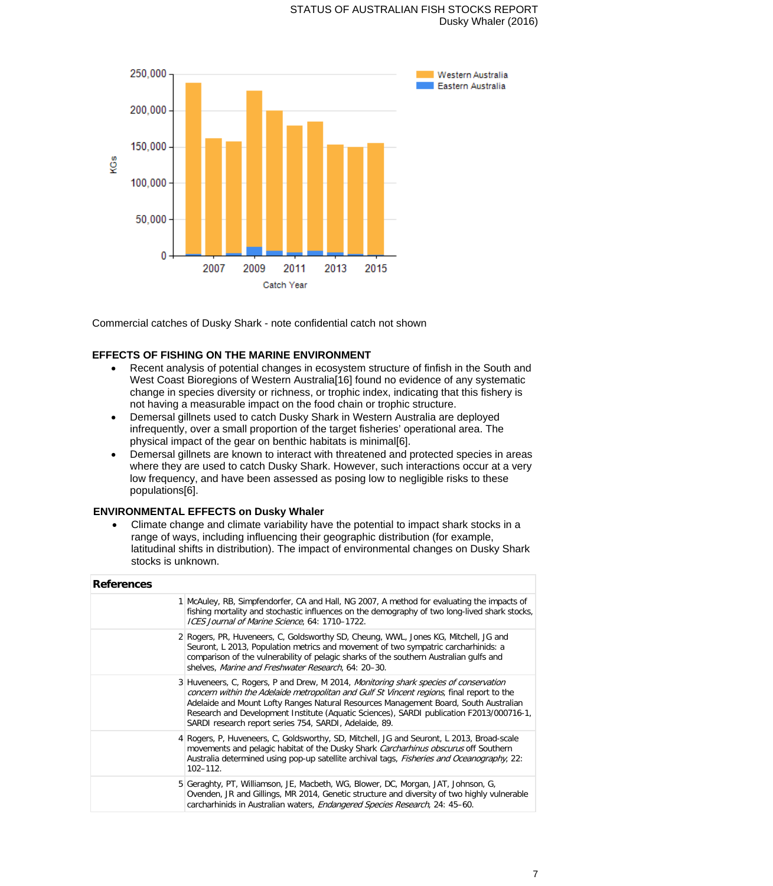250,000
200,000
150,000
100,000
50,000
0

KGs

2007
2009
2011
2013
2015

Catch Year

Western Australia
Eastern Australia

Commercial catches of Dusky Shark - note confidential catch not shown

### EFFECTS OF FISHING ON THE MARINE ENVIRONMENT

- Recent analysis of potential changes in ecosystem structure of finfish in the South and West Coast Bioregions of Western Australia[16] found no evidence of any systematic change in species diversity or richness, or trophic index, indicating that this fishery is not having a measurable impact on the food chain or trophic structure.
- Demersal gillnets used to catch Dusky Shark in Western Australia are deployed infrequently, over a small proportion of the target fisheries' operational area. The physical impact of the gear on benthic habitats is minimal[6].
- Demersal gillnets are known to interact with threatened and protected species in areas where they are used to catch Dusky Shark. However, such interactions occur at a very low frequency, and have been assessed as posing low to negligible risks to these populations[6].

### ENVIRONMENTAL EFFECTS on Dusky Whaler

- Climate change and climate variability have the potential to impact shark stocks in a range of ways, including influencing their geographic distribution (for example, latitudinal shifts in distribution). The impact of environmental changes on Dusky Shark stocks is unknown.

| References | |
|---|---|
| 1 | McAuley, RB, Simpfendorfer, CA and Hall, NG 2007, A method for evaluating the impacts of fishing mortality and stochastic influences on the demography of two long-lived shark stocks, *ICES Journal of Marine Science*, 64: 1710–1722. |
| 2 | Rogers, PR, Huveneers, C, Goldsworthy SD, Cheung, WWL, Jones KG, Mitchell, JG and Seuront, L 2013, Population metrics and movement of two sympatric carcharhinids: a comparison of the vulnerability of pelagic sharks of the southern Australian gulfs and shelves, *Marine and Freshwater Research*, 64: 20–30. |
| 3 | Huveneers, C, Rogers, P and Drew, M 2014, *Monitoring shark species of conservation concern within the Adelaide metropolitan and Gulf St Vincent regions*, final report to the Adelaide and Mount Lofty Ranges Natural Resources Management Board, South Australian Research and Development Institute (Aquatic Sciences), SARDI publication F2013/000716-1, SARDI research report series 754, SARDI, Adelaide, 89. |
| 4 | Rogers, P, Huveneers, C, Goldsworthy, SD, Mitchell, JG and Seuront, L 2013, Broad-scale movements and pelagic habitat of the Dusky Shark *Carcharhinus obscurus* off Southern Australia determined using pop-up satellite archival tags, *Fisheries and Oceanography*, 22: 102–112. |
| 5 | Geraghty, PT, Williamson, JE, Macbeth, WG, Blower, DC, Morgan, JAT, Johnson, G, Ovenden, JR and Gillings, MR 2014, Genetic structure and diversity of two highly vulnerable carcharhinids in Australian waters, *Endangered Species Research*, 24: 45–60. |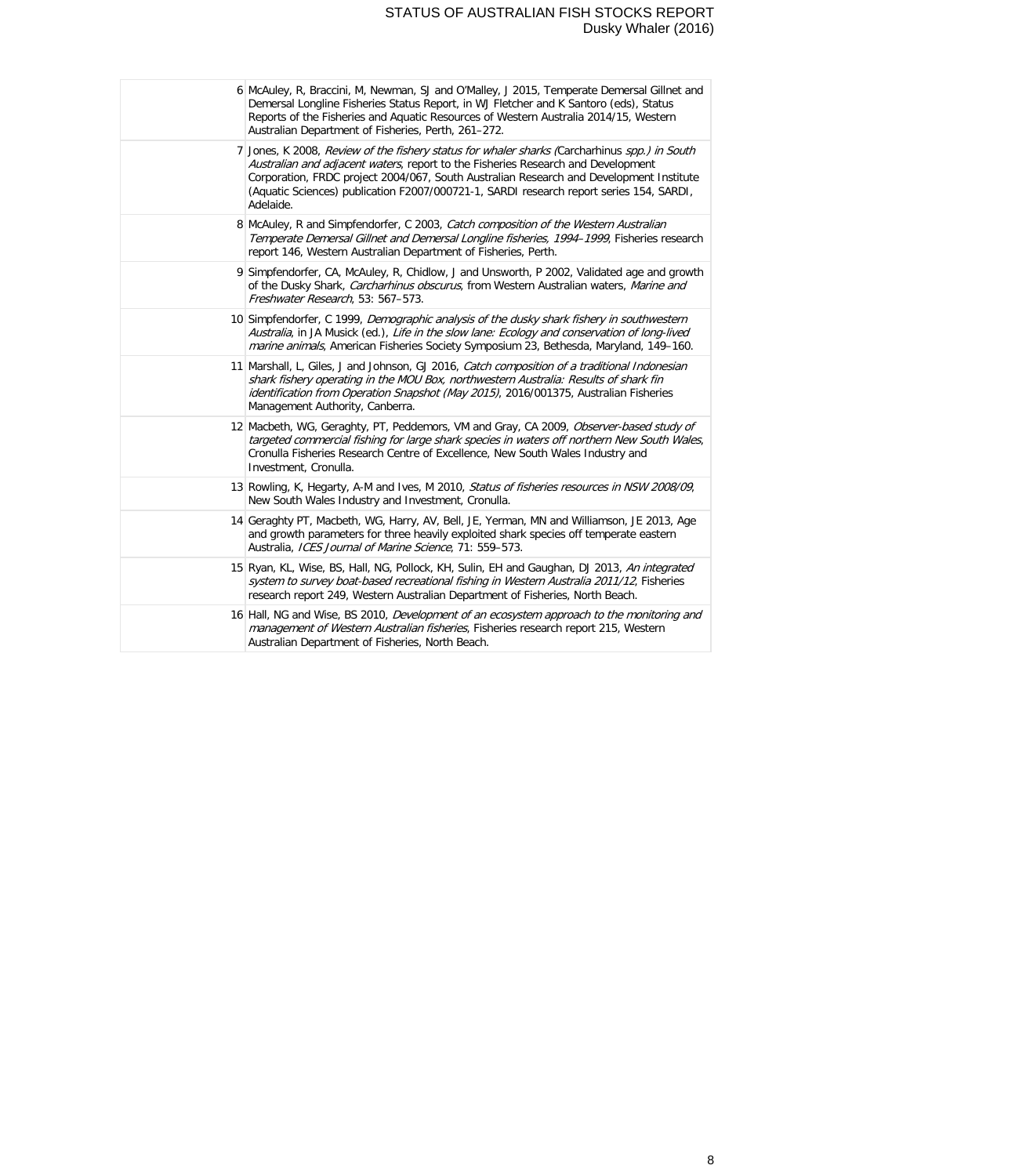| | |
|---|---|
| 6 | McAuley, R, Braccini, M, Newman, SJ and O'Malley, J 2015, Temperate Demersal Gillnet and Demersal Longline Fisheries Status Report, in WJ Fletcher and K Santoro (eds), Status Reports of the Fisheries and Aquatic Resources of Western Australia 2014/15, Western Australian Department of Fisheries, Perth, 261–272. |
| 7 | Jones, K 2008, *Review of the fishery status for whaler sharks (*Carcharhinus *spp.) in South Australian and adjacent waters*, report to the Fisheries Research and Development Corporation, FRDC project 2004/067, South Australian Research and Development Institute (Aquatic Sciences) publication F2007/000721-1, SARDI research report series 154, SARDI, Adelaide. |
| 8 | McAuley, R and Simpfendorfer, C 2003, *Catch composition of the Western Australian Temperate Demersal Gillnet and Demersal Longline fisheries, 1994–1999*, Fisheries research report 146, Western Australian Department of Fisheries, Perth. |
| 9 | Simpfendorfer, CA, McAuley, R, Chidlow, J and Unsworth, P 2002, Validated age and growth of the Dusky Shark, *Carcharhinus obscurus*, from Western Australian waters, *Marine and Freshwater Research*, 53: 567–573. |
| 10 | Simpfendorfer, C 1999, *Demographic analysis of the dusky shark fishery in southwestern Australia*, in JA Musick (ed.), *Life in the slow lane: Ecology and conservation of long-lived marine animals*, American Fisheries Society Symposium 23, Bethesda, Maryland, 149–160. |
| 11 | Marshall, L, Giles, J and Johnson, GJ 2016, *Catch composition of a traditional Indonesian shark fishery operating in the MOU Box, northwestern Australia: Results of shark fin identification from Operation Snapshot (May 2015)*, 2016/001375, Australian Fisheries Management Authority, Canberra. |
| 12 | Macbeth, WG, Geraghty, PT, Peddemors, VM and Gray, CA 2009, *Observer-based study of targeted commercial fishing for large shark species in waters off northern New South Wales*, Cronulla Fisheries Research Centre of Excellence, New South Wales Industry and Investment, Cronulla. |
| 13 | Rowling, K, Hegarty, A-M and Ives, M 2010, *Status of fisheries resources in NSW 2008/09*, New South Wales Industry and Investment, Cronulla. |
| 14 | Geraghty PT, Macbeth, WG, Harry, AV, Bell, JE, Yerman, MN and Williamson, JE 2013, Age and growth parameters for three heavily exploited shark species off temperate eastern Australia, *ICES Journal of Marine Science*, 71: 559–573. |
| 15 | Ryan, KL, Wise, BS, Hall, NG, Pollock, KH, Sulin, EH and Gaughan, DJ 2013, *An integrated system to survey boat-based recreational fishing in Western Australia 2011/12*, Fisheries research report 249, Western Australian Department of Fisheries, North Beach. |
| 16 | Hall, NG and Wise, BS 2010, *Development of an ecosystem approach to the monitoring and management of Western Australian fisheries*, Fisheries research report 215, Western Australian Department of Fisheries, North Beach. |